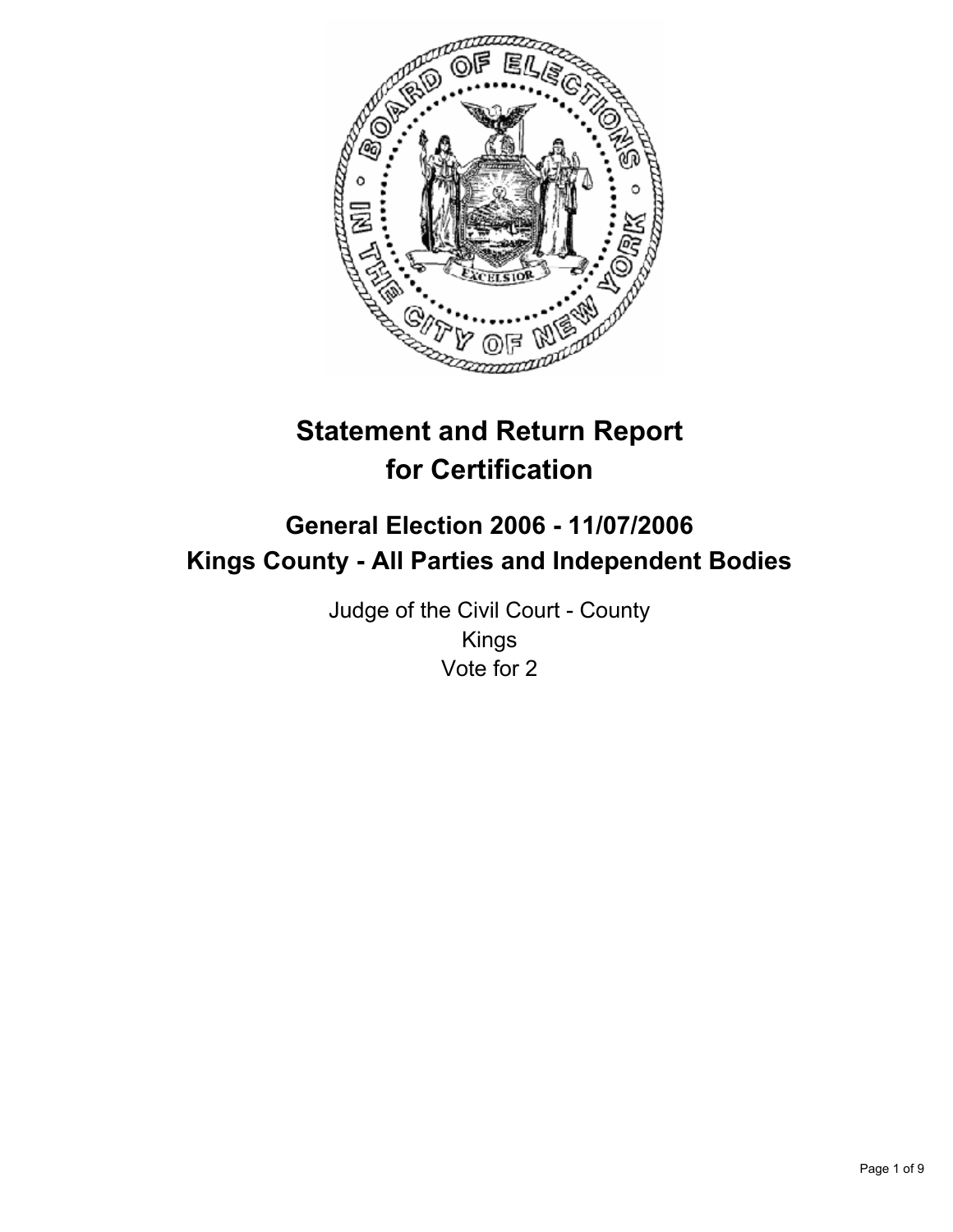# Statement and Return Report for Certification

## General Election 2006 - 11/07/2006
## Kings County - All Parties and Independent Bodies

Judge of the Civil Court - County
Kings
Vote for 2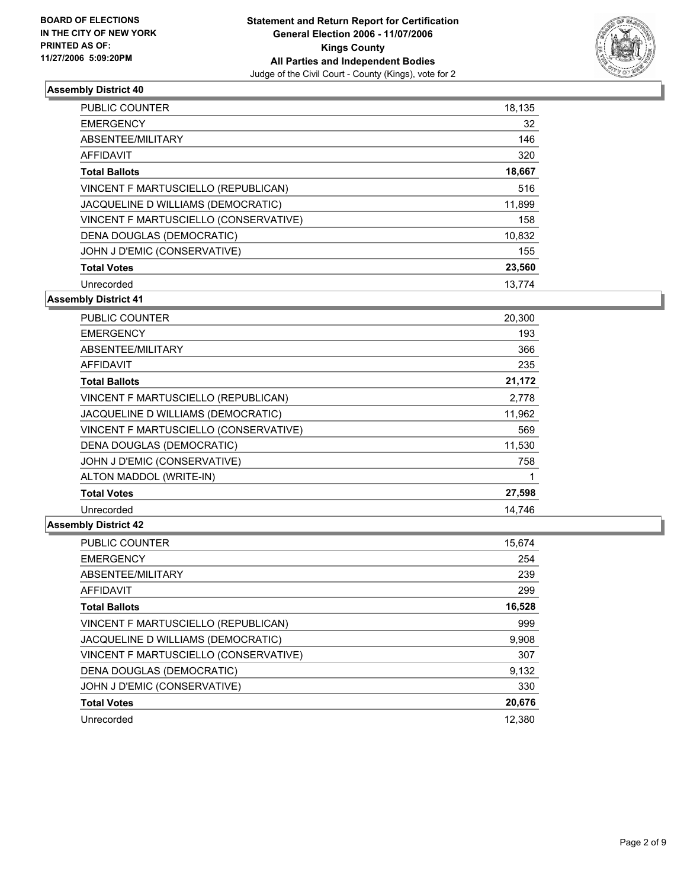**BOARD OF ELECTIONS**
**IN THE CITY OF NEW YORK**
**PRINTED AS OF:**
**11/27/2006 5:09:20PM**

**Statement and Return Report for Certification**
**General Election 2006 - 11/07/2006**
**Kings County**
**All Parties and Independent Bodies**
Judge of the Civil Court - County (Kings), vote for 2

### Assembly District 40

| | |
|---|---|
| PUBLIC COUNTER | 18,135 |
| EMERGENCY | 32 |
| ABSENTEE/MILITARY | 146 |
| AFFIDAVIT | 320 |
| **Total Ballots** | **18,667** |
| VINCENT F MARTUSCIELLO (REPUBLICAN) | 516 |
| JACQUELINE D WILLIAMS (DEMOCRATIC) | 11,899 |
| VINCENT F MARTUSCIELLO (CONSERVATIVE) | 158 |
| DENA DOUGLAS (DEMOCRATIC) | 10,832 |
| JOHN J D'EMIC (CONSERVATIVE) | 155 |
| **Total Votes** | **23,560** |
| Unrecorded | 13,774 |

### Assembly District 41

| | |
|---|---|
| PUBLIC COUNTER | 20,300 |
| EMERGENCY | 193 |
| ABSENTEE/MILITARY | 366 |
| AFFIDAVIT | 235 |
| **Total Ballots** | **21,172** |
| VINCENT F MARTUSCIELLO (REPUBLICAN) | 2,778 |
| JACQUELINE D WILLIAMS (DEMOCRATIC) | 11,962 |
| VINCENT F MARTUSCIELLO (CONSERVATIVE) | 569 |
| DENA DOUGLAS (DEMOCRATIC) | 11,530 |
| JOHN J D'EMIC (CONSERVATIVE) | 758 |
| ALTON MADDOL (WRITE-IN) | 1 |
| **Total Votes** | **27,598** |
| Unrecorded | 14,746 |

### Assembly District 42

| | |
|---|---|
| PUBLIC COUNTER | 15,674 |
| EMERGENCY | 254 |
| ABSENTEE/MILITARY | 239 |
| AFFIDAVIT | 299 |
| **Total Ballots** | **16,528** |
| VINCENT F MARTUSCIELLO (REPUBLICAN) | 999 |
| JACQUELINE D WILLIAMS (DEMOCRATIC) | 9,908 |
| VINCENT F MARTUSCIELLO (CONSERVATIVE) | 307 |
| DENA DOUGLAS (DEMOCRATIC) | 9,132 |
| JOHN J D'EMIC (CONSERVATIVE) | 330 |
| **Total Votes** | **20,676** |
| Unrecorded | 12,380 |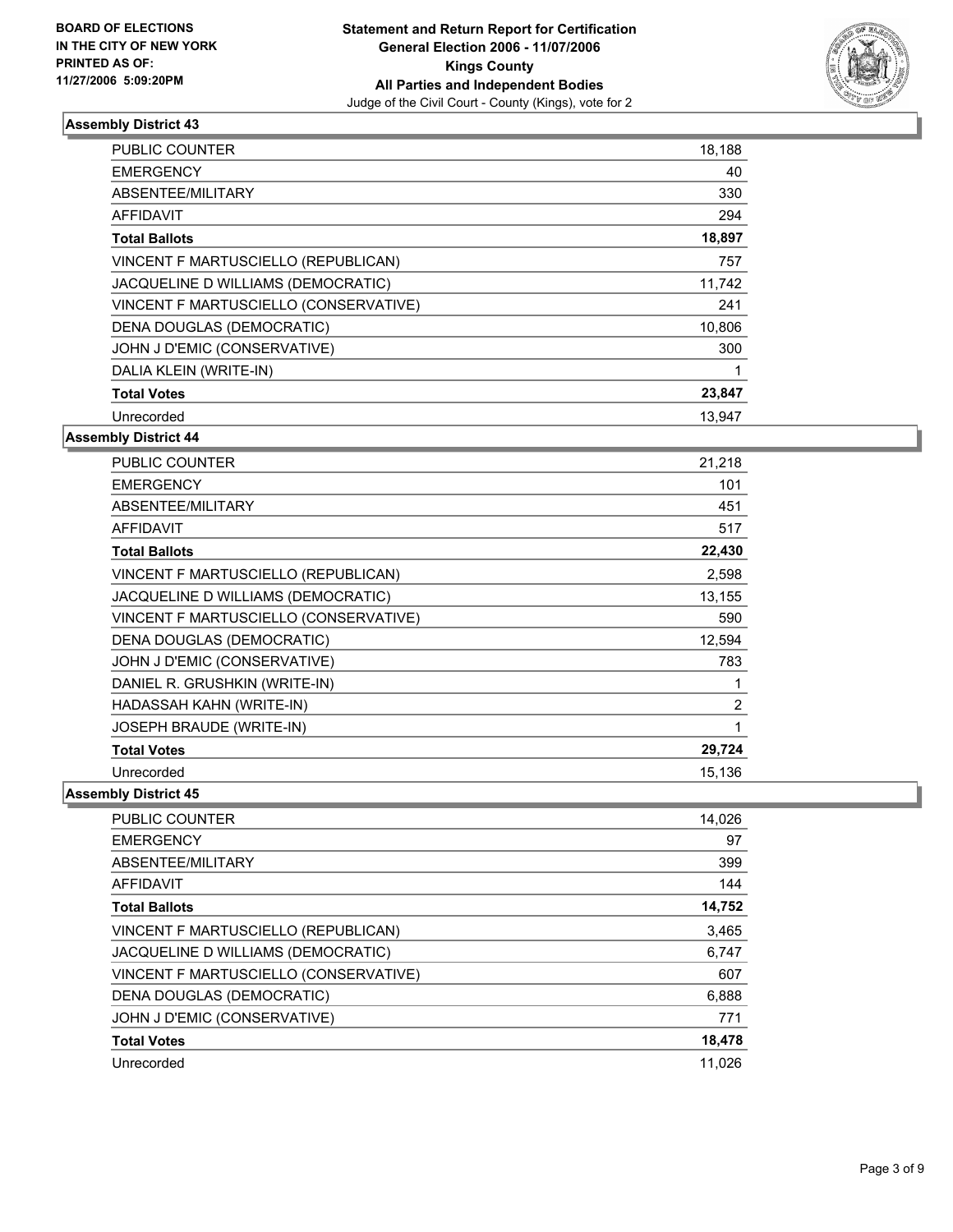**BOARD OF ELECTIONS IN THE CITY OF NEW YORK PRINTED AS OF: 11/27/2006 5:09:20PM**

**Statement and Return Report for Certification General Election 2006 - 11/07/2006 Kings County All Parties and Independent Bodies**

Judge of the Civil Court - County (Kings), vote for 2

## Assembly District 43

| | |
|---|---|
| PUBLIC COUNTER | 18,188 |
| EMERGENCY | 40 |
| ABSENTEE/MILITARY | 330 |
| AFFIDAVIT | 294 |
| **Total Ballots** | **18,897** |
| VINCENT F MARTUSCIELLO (REPUBLICAN) | 757 |
| JACQUELINE D WILLIAMS (DEMOCRATIC) | 11,742 |
| VINCENT F MARTUSCIELLO (CONSERVATIVE) | 241 |
| DENA DOUGLAS (DEMOCRATIC) | 10,806 |
| JOHN J D'EMIC (CONSERVATIVE) | 300 |
| DALIA KLEIN (WRITE-IN) | 1 |
| **Total Votes** | **23,847** |
| Unrecorded | 13,947 |

## Assembly District 44

| | |
|---|---|
| PUBLIC COUNTER | 21,218 |
| EMERGENCY | 101 |
| ABSENTEE/MILITARY | 451 |
| AFFIDAVIT | 517 |
| **Total Ballots** | **22,430** |
| VINCENT F MARTUSCIELLO (REPUBLICAN) | 2,598 |
| JACQUELINE D WILLIAMS (DEMOCRATIC) | 13,155 |
| VINCENT F MARTUSCIELLO (CONSERVATIVE) | 590 |
| DENA DOUGLAS (DEMOCRATIC) | 12,594 |
| JOHN J D'EMIC (CONSERVATIVE) | 783 |
| DANIEL R. GRUSHKIN (WRITE-IN) | 1 |
| HADASSAH KAHN (WRITE-IN) | 2 |
| JOSEPH BRAUDE (WRITE-IN) | 1 |
| **Total Votes** | **29,724** |
| Unrecorded | 15,136 |

## Assembly District 45

| | |
|---|---|
| PUBLIC COUNTER | 14,026 |
| EMERGENCY | 97 |
| ABSENTEE/MILITARY | 399 |
| AFFIDAVIT | 144 |
| **Total Ballots** | **14,752** |
| VINCENT F MARTUSCIELLO (REPUBLICAN) | 3,465 |
| JACQUELINE D WILLIAMS (DEMOCRATIC) | 6,747 |
| VINCENT F MARTUSCIELLO (CONSERVATIVE) | 607 |
| DENA DOUGLAS (DEMOCRATIC) | 6,888 |
| JOHN J D'EMIC (CONSERVATIVE) | 771 |
| **Total Votes** | **18,478** |
| Unrecorded | 11,026 |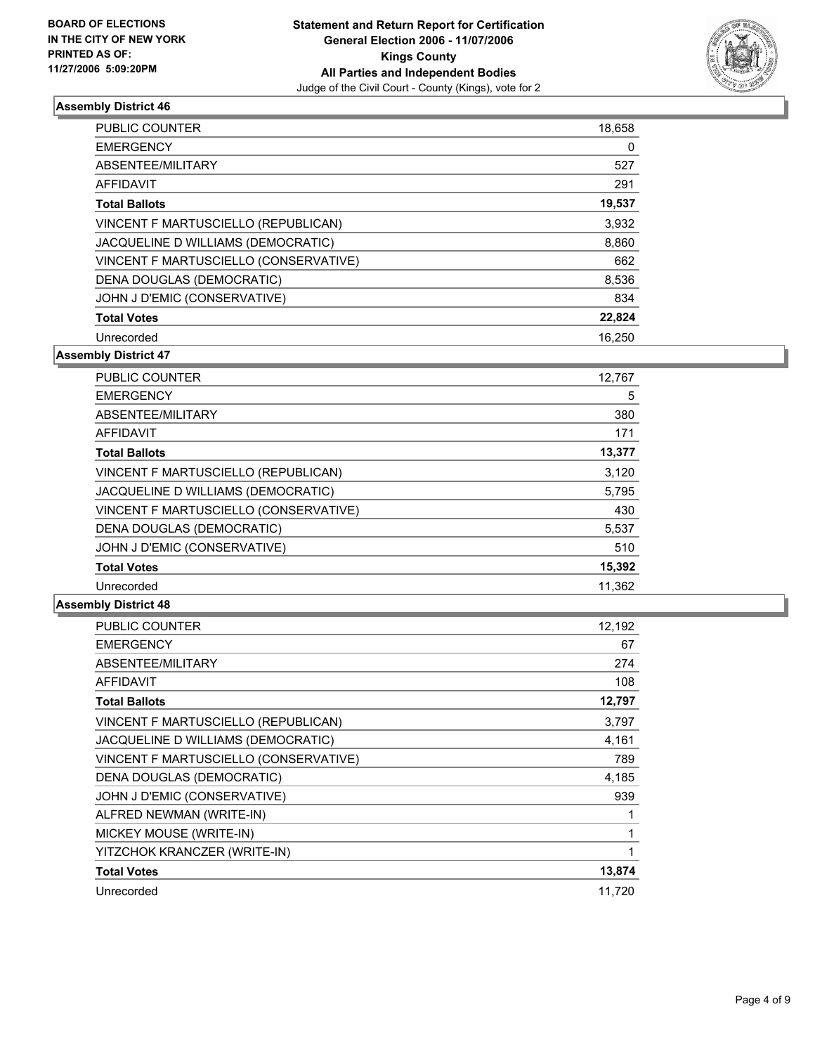**BOARD OF ELECTIONS IN THE CITY OF NEW YORK PRINTED AS OF: 11/27/2006 5:09:20PM**

**Statement and Return Report for Certification General Election 2006 - 11/07/2006 Kings County All Parties and Independent Bodies**

Judge of the Civil Court - County (Kings), vote for 2

### Assembly District 46

| | |
|---|---|
| PUBLIC COUNTER | 18,658 |
| EMERGENCY | 0 |
| ABSENTEE/MILITARY | 527 |
| AFFIDAVIT | 291 |
| **Total Ballots** | **19,537** |
| VINCENT F MARTUSCIELLO (REPUBLICAN) | 3,932 |
| JACQUELINE D WILLIAMS (DEMOCRATIC) | 8,860 |
| VINCENT F MARTUSCIELLO (CONSERVATIVE) | 662 |
| DENA DOUGLAS (DEMOCRATIC) | 8,536 |
| JOHN J D'EMIC (CONSERVATIVE) | 834 |
| **Total Votes** | **22,824** |
| Unrecorded | 16,250 |

### Assembly District 47

| | |
|---|---|
| PUBLIC COUNTER | 12,767 |
| EMERGENCY | 5 |
| ABSENTEE/MILITARY | 380 |
| AFFIDAVIT | 171 |
| **Total Ballots** | **13,377** |
| VINCENT F MARTUSCIELLO (REPUBLICAN) | 3,120 |
| JACQUELINE D WILLIAMS (DEMOCRATIC) | 5,795 |
| VINCENT F MARTUSCIELLO (CONSERVATIVE) | 430 |
| DENA DOUGLAS (DEMOCRATIC) | 5,537 |
| JOHN J D'EMIC (CONSERVATIVE) | 510 |
| **Total Votes** | **15,392** |
| Unrecorded | 11,362 |

### Assembly District 48

| | |
|---|---|
| PUBLIC COUNTER | 12,192 |
| EMERGENCY | 67 |
| ABSENTEE/MILITARY | 274 |
| AFFIDAVIT | 108 |
| **Total Ballots** | **12,797** |
| VINCENT F MARTUSCIELLO (REPUBLICAN) | 3,797 |
| JACQUELINE D WILLIAMS (DEMOCRATIC) | 4,161 |
| VINCENT F MARTUSCIELLO (CONSERVATIVE) | 789 |
| DENA DOUGLAS (DEMOCRATIC) | 4,185 |
| JOHN J D'EMIC (CONSERVATIVE) | 939 |
| ALFRED NEWMAN (WRITE-IN) | 1 |
| MICKEY MOUSE (WRITE-IN) | 1 |
| YITZCHOK KRANCZER (WRITE-IN) | 1 |
| **Total Votes** | **13,874** |
| Unrecorded | 11,720 |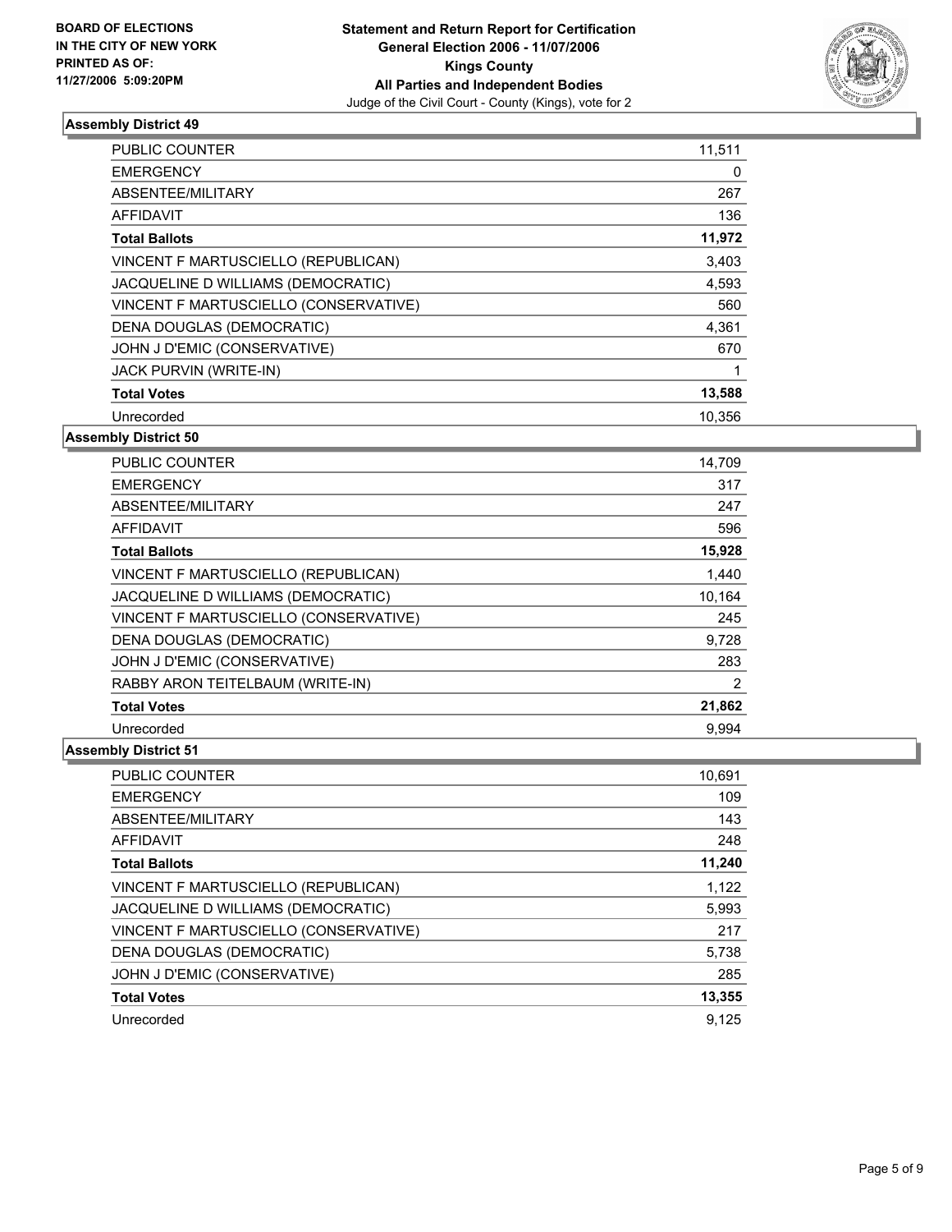**BOARD OF ELECTIONS IN THE CITY OF NEW YORK PRINTED AS OF: 11/27/2006 5:09:20PM**

**Statement and Return Report for Certification**
**General Election 2006 - 11/07/2006**
**Kings County**
**All Parties and Independent Bodies**
Judge of the Civil Court - County (Kings), vote for 2

### Assembly District 49

| | |
|---|---|
| PUBLIC COUNTER | 11,511 |
| EMERGENCY | 0 |
| ABSENTEE/MILITARY | 267 |
| AFFIDAVIT | 136 |
| **Total Ballots** | **11,972** |
| VINCENT F MARTUSCIELLO (REPUBLICAN) | 3,403 |
| JACQUELINE D WILLIAMS (DEMOCRATIC) | 4,593 |
| VINCENT F MARTUSCIELLO (CONSERVATIVE) | 560 |
| DENA DOUGLAS (DEMOCRATIC) | 4,361 |
| JOHN J D'EMIC (CONSERVATIVE) | 670 |
| JACK PURVIN (WRITE-IN) | 1 |
| **Total Votes** | **13,588** |
| Unrecorded | 10,356 |

### Assembly District 50

| | |
|---|---|
| PUBLIC COUNTER | 14,709 |
| EMERGENCY | 317 |
| ABSENTEE/MILITARY | 247 |
| AFFIDAVIT | 596 |
| **Total Ballots** | **15,928** |
| VINCENT F MARTUSCIELLO (REPUBLICAN) | 1,440 |
| JACQUELINE D WILLIAMS (DEMOCRATIC) | 10,164 |
| VINCENT F MARTUSCIELLO (CONSERVATIVE) | 245 |
| DENA DOUGLAS (DEMOCRATIC) | 9,728 |
| JOHN J D'EMIC (CONSERVATIVE) | 283 |
| RABBY ARON TEITELBAUM (WRITE-IN) | 2 |
| **Total Votes** | **21,862** |
| Unrecorded | 9,994 |

### Assembly District 51

| | |
|---|---|
| PUBLIC COUNTER | 10,691 |
| EMERGENCY | 109 |
| ABSENTEE/MILITARY | 143 |
| AFFIDAVIT | 248 |
| **Total Ballots** | **11,240** |
| VINCENT F MARTUSCIELLO (REPUBLICAN) | 1,122 |
| JACQUELINE D WILLIAMS (DEMOCRATIC) | 5,993 |
| VINCENT F MARTUSCIELLO (CONSERVATIVE) | 217 |
| DENA DOUGLAS (DEMOCRATIC) | 5,738 |
| JOHN J D'EMIC (CONSERVATIVE) | 285 |
| **Total Votes** | **13,355** |
| Unrecorded | 9,125 |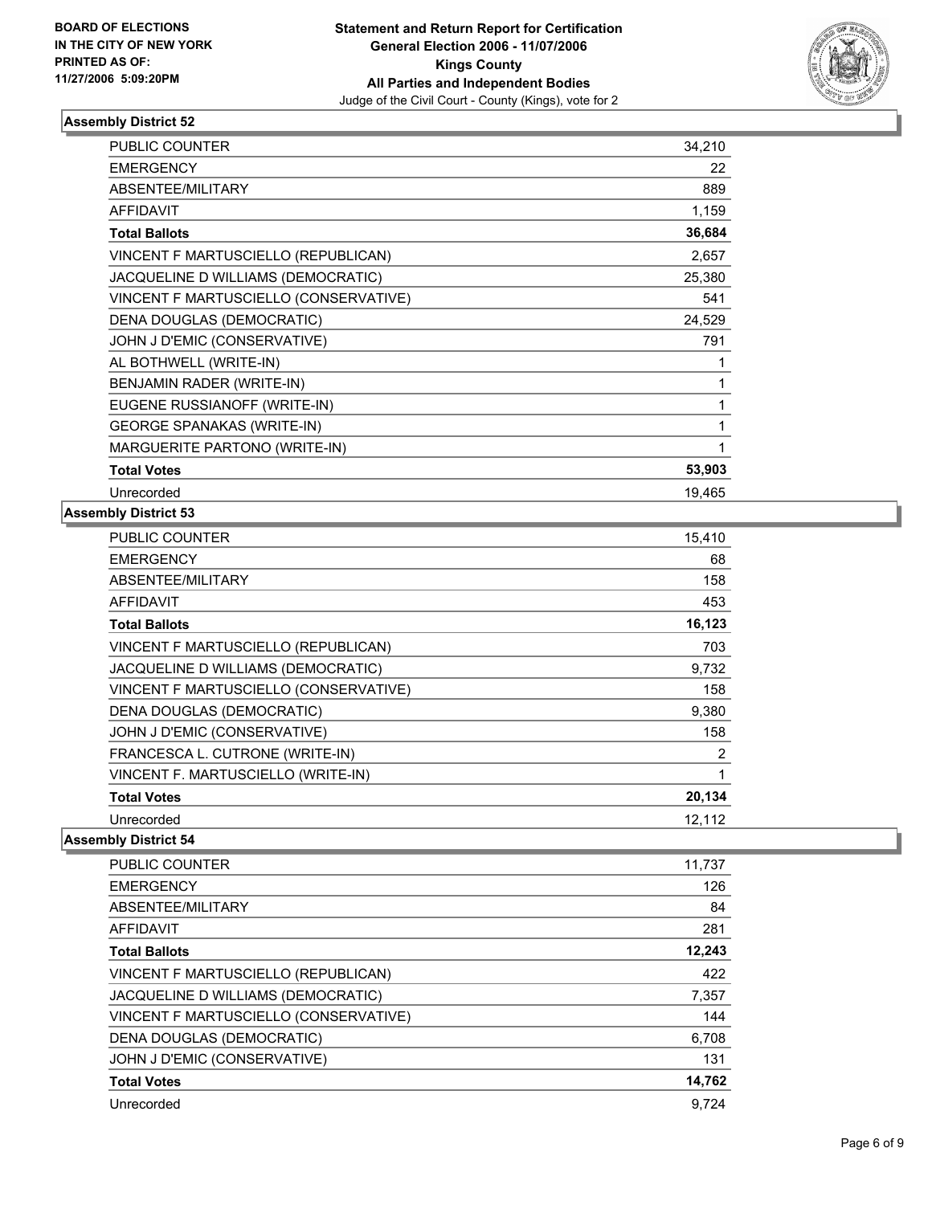**BOARD OF ELECTIONS IN THE CITY OF NEW YORK PRINTED AS OF: 11/27/2006 5:09:20PM**

**Statement and Return Report for Certification**
**General Election 2006 - 11/07/2006**
**Kings County**
**All Parties and Independent Bodies**
Judge of the Civil Court - County (Kings), vote for 2

### Assembly District 52

| | |
|---|---|
| PUBLIC COUNTER | 34,210 |
| EMERGENCY | 22 |
| ABSENTEE/MILITARY | 889 |
| AFFIDAVIT | 1,159 |
| **Total Ballots** | **36,684** |
| VINCENT F MARTUSCIELLO (REPUBLICAN) | 2,657 |
| JACQUELINE D WILLIAMS (DEMOCRATIC) | 25,380 |
| VINCENT F MARTUSCIELLO (CONSERVATIVE) | 541 |
| DENA DOUGLAS (DEMOCRATIC) | 24,529 |
| JOHN J D'EMIC (CONSERVATIVE) | 791 |
| AL BOTHWELL (WRITE-IN) | 1 |
| BENJAMIN RADER (WRITE-IN) | 1 |
| EUGENE RUSSIANOFF (WRITE-IN) | 1 |
| GEORGE SPANAKAS (WRITE-IN) | 1 |
| MARGUERITE PARTONO (WRITE-IN) | 1 |
| **Total Votes** | **53,903** |
| Unrecorded | 19,465 |

### Assembly District 53

| | |
|---|---|
| PUBLIC COUNTER | 15,410 |
| EMERGENCY | 68 |
| ABSENTEE/MILITARY | 158 |
| AFFIDAVIT | 453 |
| **Total Ballots** | **16,123** |
| VINCENT F MARTUSCIELLO (REPUBLICAN) | 703 |
| JACQUELINE D WILLIAMS (DEMOCRATIC) | 9,732 |
| VINCENT F MARTUSCIELLO (CONSERVATIVE) | 158 |
| DENA DOUGLAS (DEMOCRATIC) | 9,380 |
| JOHN J D'EMIC (CONSERVATIVE) | 158 |
| FRANCESCA L. CUTRONE (WRITE-IN) | 2 |
| VINCENT F. MARTUSCIELLO (WRITE-IN) | 1 |
| **Total Votes** | **20,134** |
| Unrecorded | 12,112 |

### Assembly District 54

| | |
|---|---|
| PUBLIC COUNTER | 11,737 |
| EMERGENCY | 126 |
| ABSENTEE/MILITARY | 84 |
| AFFIDAVIT | 281 |
| **Total Ballots** | **12,243** |
| VINCENT F MARTUSCIELLO (REPUBLICAN) | 422 |
| JACQUELINE D WILLIAMS (DEMOCRATIC) | 7,357 |
| VINCENT F MARTUSCIELLO (CONSERVATIVE) | 144 |
| DENA DOUGLAS (DEMOCRATIC) | 6,708 |
| JOHN J D'EMIC (CONSERVATIVE) | 131 |
| **Total Votes** | **14,762** |
| Unrecorded | 9,724 |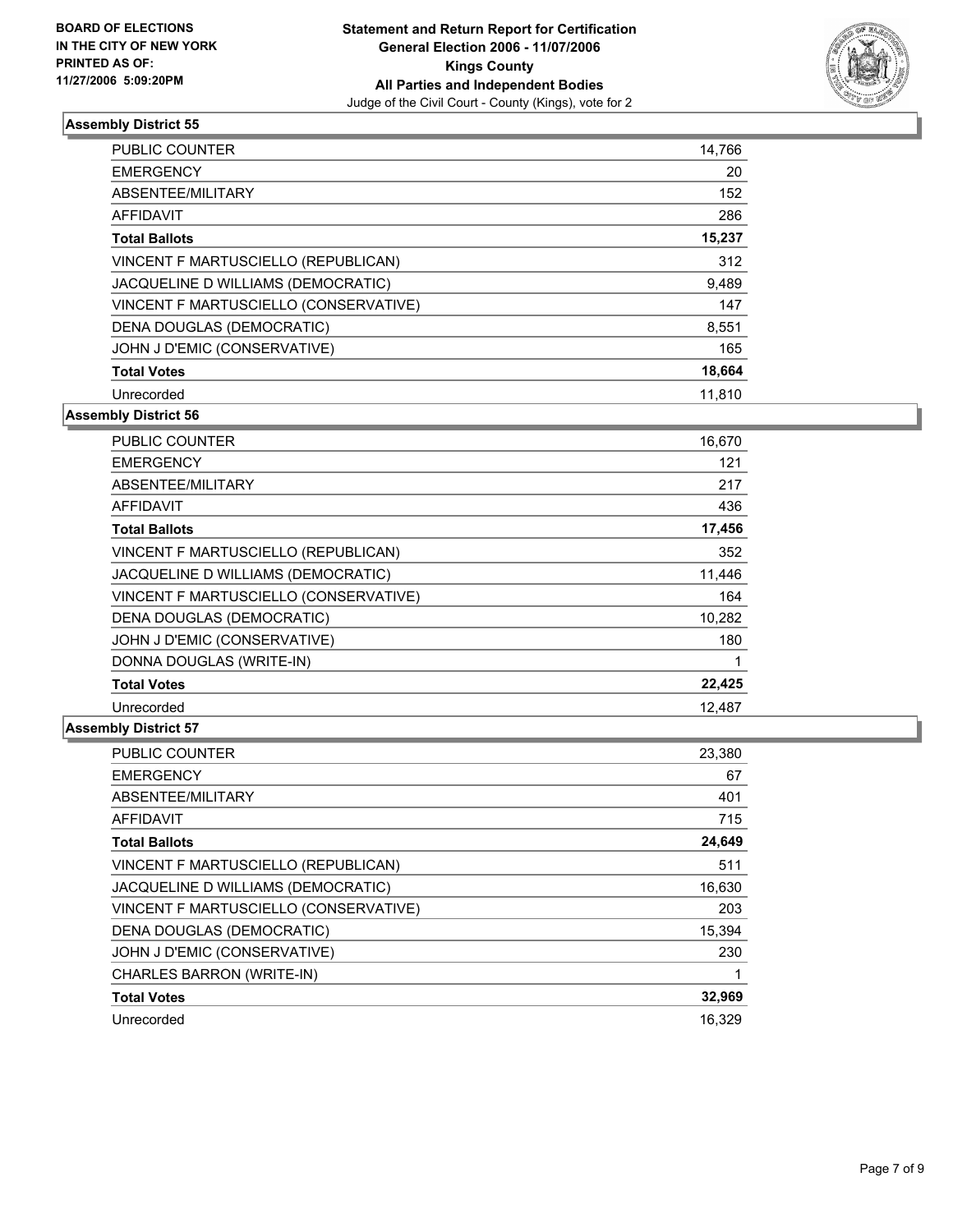**BOARD OF ELECTIONS IN THE CITY OF NEW YORK PRINTED AS OF: 11/27/2006 5:09:20PM**

**Statement and Return Report for Certification General Election 2006 - 11/07/2006 Kings County All Parties and Independent Bodies**

Judge of the Civil Court - County (Kings), vote for 2

### Assembly District 55

| | |
|---|---|
| PUBLIC COUNTER | 14,766 |
| EMERGENCY | 20 |
| ABSENTEE/MILITARY | 152 |
| AFFIDAVIT | 286 |
| **Total Ballots** | **15,237** |
| VINCENT F MARTUSCIELLO (REPUBLICAN) | 312 |
| JACQUELINE D WILLIAMS (DEMOCRATIC) | 9,489 |
| VINCENT F MARTUSCIELLO (CONSERVATIVE) | 147 |
| DENA DOUGLAS (DEMOCRATIC) | 8,551 |
| JOHN J D'EMIC (CONSERVATIVE) | 165 |
| **Total Votes** | **18,664** |
| Unrecorded | 11,810 |

### Assembly District 56

| | |
|---|---|
| PUBLIC COUNTER | 16,670 |
| EMERGENCY | 121 |
| ABSENTEE/MILITARY | 217 |
| AFFIDAVIT | 436 |
| **Total Ballots** | **17,456** |
| VINCENT F MARTUSCIELLO (REPUBLICAN) | 352 |
| JACQUELINE D WILLIAMS (DEMOCRATIC) | 11,446 |
| VINCENT F MARTUSCIELLO (CONSERVATIVE) | 164 |
| DENA DOUGLAS (DEMOCRATIC) | 10,282 |
| JOHN J D'EMIC (CONSERVATIVE) | 180 |
| DONNA DOUGLAS (WRITE-IN) | 1 |
| **Total Votes** | **22,425** |
| Unrecorded | 12,487 |

### Assembly District 57

| | |
|---|---|
| PUBLIC COUNTER | 23,380 |
| EMERGENCY | 67 |
| ABSENTEE/MILITARY | 401 |
| AFFIDAVIT | 715 |
| **Total Ballots** | **24,649** |
| VINCENT F MARTUSCIELLO (REPUBLICAN) | 511 |
| JACQUELINE D WILLIAMS (DEMOCRATIC) | 16,630 |
| VINCENT F MARTUSCIELLO (CONSERVATIVE) | 203 |
| DENA DOUGLAS (DEMOCRATIC) | 15,394 |
| JOHN J D'EMIC (CONSERVATIVE) | 230 |
| CHARLES BARRON (WRITE-IN) | 1 |
| **Total Votes** | **32,969** |
| Unrecorded | 16,329 |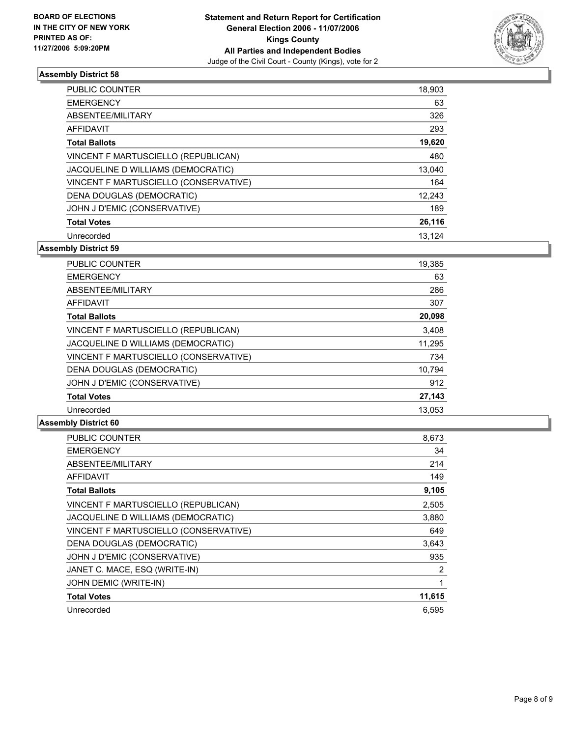**BOARD OF ELECTIONS IN THE CITY OF NEW YORK PRINTED AS OF: 11/27/2006 5:09:20PM**

**Statement and Return Report for Certification**
**General Election 2006 - 11/07/2006**
**Kings County**
**All Parties and Independent Bodies**
Judge of the Civil Court - County (Kings), vote for 2

### Assembly District 58

| | |
|---|---|
| PUBLIC COUNTER | 18,903 |
| EMERGENCY | 63 |
| ABSENTEE/MILITARY | 326 |
| AFFIDAVIT | 293 |
| **Total Ballots** | **19,620** |
| VINCENT F MARTUSCIELLO (REPUBLICAN) | 480 |
| JACQUELINE D WILLIAMS (DEMOCRATIC) | 13,040 |
| VINCENT F MARTUSCIELLO (CONSERVATIVE) | 164 |
| DENA DOUGLAS (DEMOCRATIC) | 12,243 |
| JOHN J D'EMIC (CONSERVATIVE) | 189 |
| **Total Votes** | **26,116** |
| Unrecorded | 13,124 |

### Assembly District 59

| | |
|---|---|
| PUBLIC COUNTER | 19,385 |
| EMERGENCY | 63 |
| ABSENTEE/MILITARY | 286 |
| AFFIDAVIT | 307 |
| **Total Ballots** | **20,098** |
| VINCENT F MARTUSCIELLO (REPUBLICAN) | 3,408 |
| JACQUELINE D WILLIAMS (DEMOCRATIC) | 11,295 |
| VINCENT F MARTUSCIELLO (CONSERVATIVE) | 734 |
| DENA DOUGLAS (DEMOCRATIC) | 10,794 |
| JOHN J D'EMIC (CONSERVATIVE) | 912 |
| **Total Votes** | **27,143** |
| Unrecorded | 13,053 |

### Assembly District 60

| | |
|---|---|
| PUBLIC COUNTER | 8,673 |
| EMERGENCY | 34 |
| ABSENTEE/MILITARY | 214 |
| AFFIDAVIT | 149 |
| **Total Ballots** | **9,105** |
| VINCENT F MARTUSCIELLO (REPUBLICAN) | 2,505 |
| JACQUELINE D WILLIAMS (DEMOCRATIC) | 3,880 |
| VINCENT F MARTUSCIELLO (CONSERVATIVE) | 649 |
| DENA DOUGLAS (DEMOCRATIC) | 3,643 |
| JOHN J D'EMIC (CONSERVATIVE) | 935 |
| JANET C. MACE, ESQ (WRITE-IN) | 2 |
| JOHN DEMIC (WRITE-IN) | 1 |
| **Total Votes** | **11,615** |
| Unrecorded | 6,595 |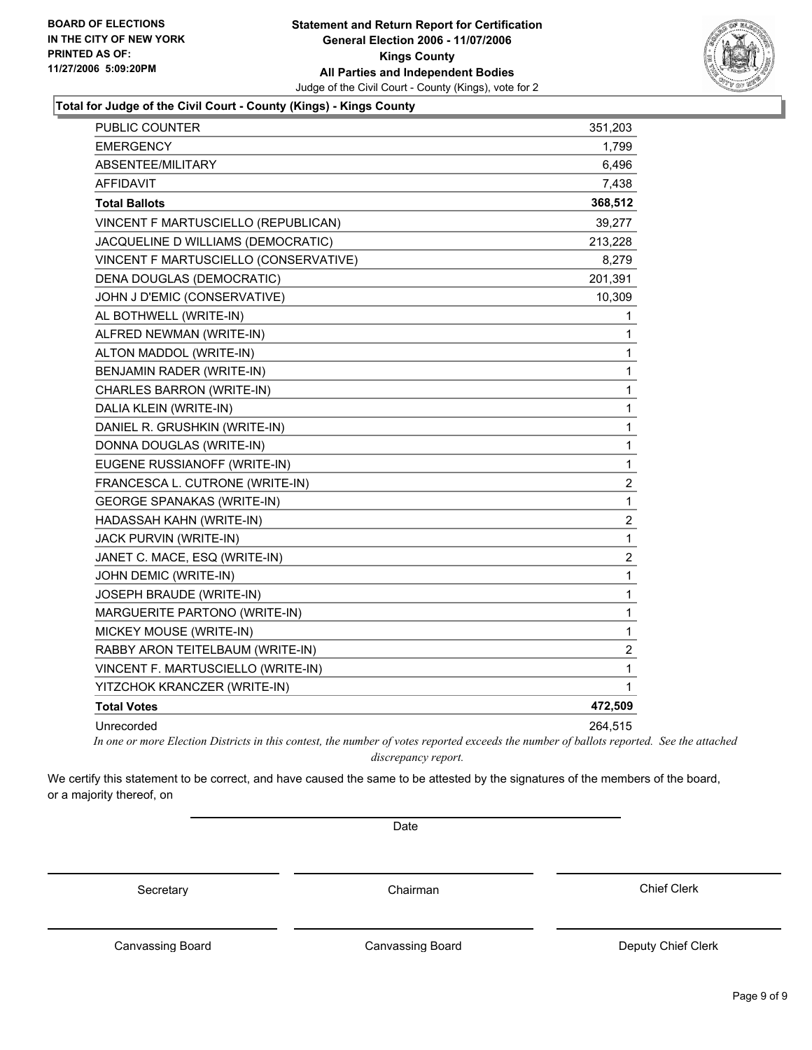**BOARD OF ELECTIONS IN THE CITY OF NEW YORK PRINTED AS OF: 11/27/2006 5:09:20PM**

**Statement and Return Report for Certification General Election 2006 - 11/07/2006 Kings County All Parties and Independent Bodies**

Judge of the Civil Court - County (Kings), vote for 2

### Total for Judge of the Civil Court - County (Kings) - Kings County

| | |
|---|---|
| PUBLIC COUNTER | 351,203 |
| EMERGENCY | 1,799 |
| ABSENTEE/MILITARY | 6,496 |
| AFFIDAVIT | 7,438 |
| **Total Ballots** | **368,512** |
| VINCENT F MARTUSCIELLO (REPUBLICAN) | 39,277 |
| JACQUELINE D WILLIAMS (DEMOCRATIC) | 213,228 |
| VINCENT F MARTUSCIELLO (CONSERVATIVE) | 8,279 |
| DENA DOUGLAS (DEMOCRATIC) | 201,391 |
| JOHN J D'EMIC (CONSERVATIVE) | 10,309 |
| AL BOTHWELL (WRITE-IN) | 1 |
| ALFRED NEWMAN (WRITE-IN) | 1 |
| ALTON MADDOL (WRITE-IN) | 1 |
| BENJAMIN RADER (WRITE-IN) | 1 |
| CHARLES BARRON (WRITE-IN) | 1 |
| DALIA KLEIN (WRITE-IN) | 1 |
| DANIEL R. GRUSHKIN (WRITE-IN) | 1 |
| DONNA DOUGLAS (WRITE-IN) | 1 |
| EUGENE RUSSIANOFF (WRITE-IN) | 1 |
| FRANCESCA L. CUTRONE (WRITE-IN) | 2 |
| GEORGE SPANAKAS (WRITE-IN) | 1 |
| HADASSAH KAHN (WRITE-IN) | 2 |
| JACK PURVIN (WRITE-IN) | 1 |
| JANET C. MACE, ESQ (WRITE-IN) | 2 |
| JOHN DEMIC (WRITE-IN) | 1 |
| JOSEPH BRAUDE (WRITE-IN) | 1 |
| MARGUERITE PARTONO (WRITE-IN) | 1 |
| MICKEY MOUSE (WRITE-IN) | 1 |
| RABBY ARON TEITELBAUM (WRITE-IN) | 2 |
| VINCENT F. MARTUSCIELLO (WRITE-IN) | 1 |
| YITZCHOK KRANCZER (WRITE-IN) | 1 |
| **Total Votes** | **472,509** |
| Unrecorded | 264,515 |

*In one or more Election Districts in this contest, the number of votes reported exceeds the number of ballots reported. See the attached discrepancy report.*

We certify this statement to be correct, and have caused the same to be attested by the signatures of the members of the board, or a majority thereof, on

Date

Secretary | Chairman | Chief Clerk

Canvassing Board | Canvassing Board | Deputy Chief Clerk